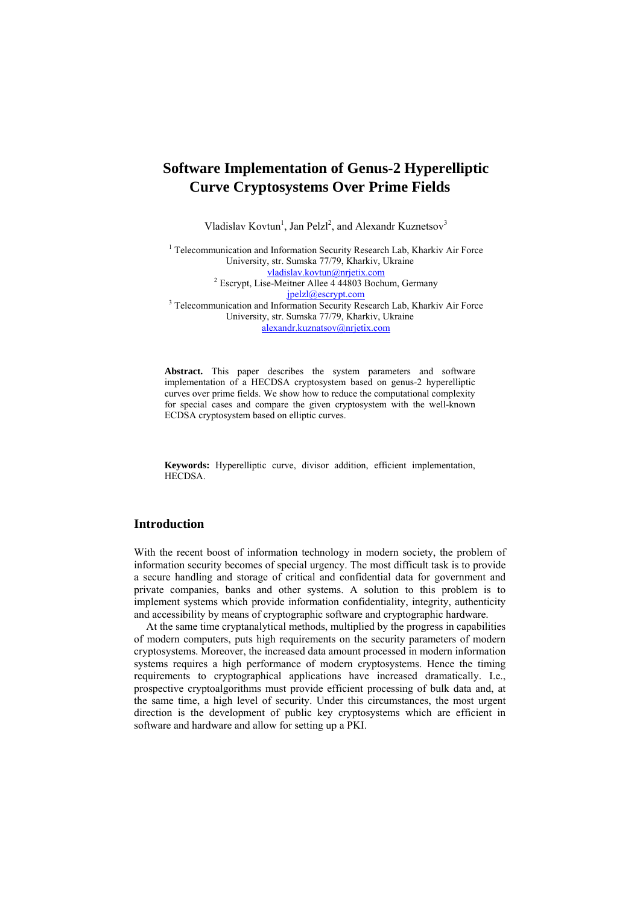# Software Implementation of Genus-2 Hyperelliptic Curve Cryptosystems Over Prime Fields

Vladislav Kovtun[1], Jan Pelzl[2], and Alexandr Kuznetsov[3]

[1] Telecommunication and Information Security Research Lab, Kharkiv Air Force University, str. Sumska 77/79, Kharkiv, Ukraine
vladislav.kovtun@nrjetix.com

[2] Escrypt, Lise-Meitner Allee 4 44803 Bochum, Germany
jpelzl@escrypt.com

[3] Telecommunication and Information Security Research Lab, Kharkiv Air Force University, str. Sumska 77/79, Kharkiv, Ukraine
alexandr.kuznatsov@nrjetix.com

**Abstract.** This paper describes the system parameters and software implementation of a HECDSA cryptosystem based on genus-2 hyperelliptic curves over prime fields. We show how to reduce the computational complexity for special cases and compare the given cryptosystem with the well-known ECDSA cryptosystem based on elliptic curves.

**Keywords:** Hyperelliptic curve, divisor addition, efficient implementation, HECDSA.

## Introduction

With the recent boost of information technology in modern society, the problem of information security becomes of special urgency. The most difficult task is to provide a secure handling and storage of critical and confidential data for government and private companies, banks and other systems. A solution to this problem is to implement systems which provide information confidentiality, integrity, authenticity and accessibility by means of cryptographic software and cryptographic hardware.

At the same time cryptanalytical methods, multiplied by the progress in capabilities of modern computers, puts high requirements on the security parameters of modern cryptosystems. Moreover, the increased data amount processed in modern information systems requires a high performance of modern cryptosystems. Hence the timing requirements to cryptographical applications have increased dramatically. I.e., prospective cryptoalgorithms must provide efficient processing of bulk data and, at the same time, a high level of security. Under this circumstances, the most urgent direction is the development of public key cryptosystems which are efficient in software and hardware and allow for setting up a PKI.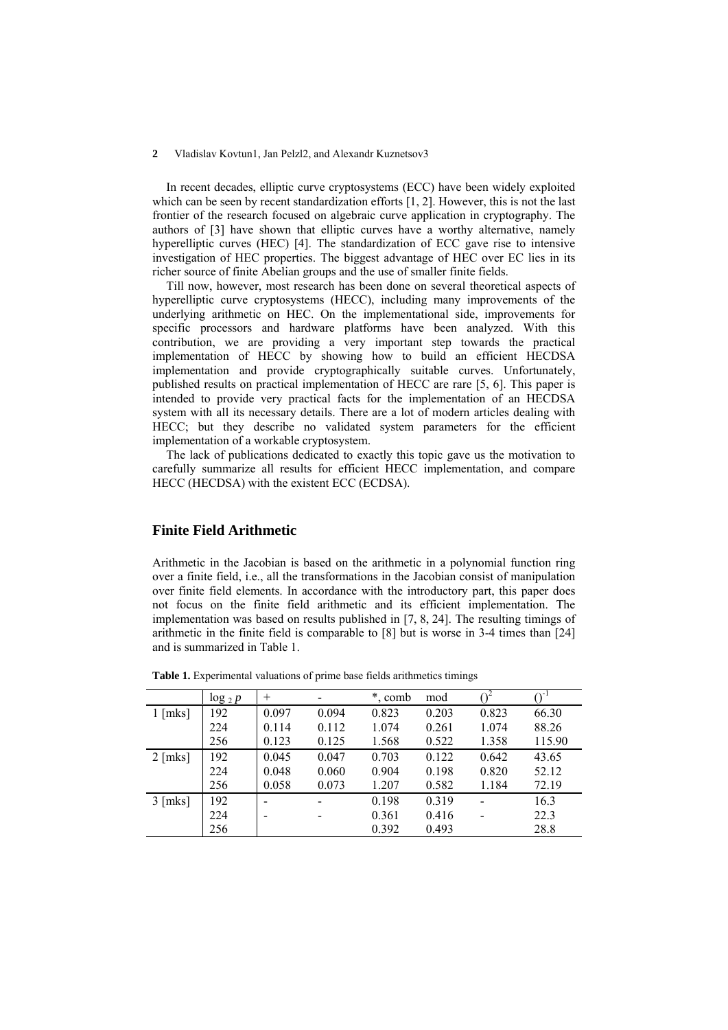In recent decades, elliptic curve cryptosystems (ECC) have been widely exploited which can be seen by recent standardization efforts [1, 2]. However, this is not the last frontier of the research focused on algebraic curve application in cryptography. The authors of [3] have shown that elliptic curves have a worthy alternative, namely hyperelliptic curves (HEC) [4]. The standardization of ECC gave rise to intensive investigation of HEC properties. The biggest advantage of HEC over EC lies in its richer source of finite Abelian groups and the use of smaller finite fields.

Till now, however, most research has been done on several theoretical aspects of hyperelliptic curve cryptosystems (HECC), including many improvements of the underlying arithmetic on HEC. On the implementational side, improvements for specific processors and hardware platforms have been analyzed. With this contribution, we are providing a very important step towards the practical implementation of HECC by showing how to build an efficient HECDSA implementation and provide cryptographically suitable curves. Unfortunately, published results on practical implementation of HECC are rare [5, 6]. This paper is intended to provide very practical facts for the implementation of an HECDSA system with all its necessary details. There are a lot of modern articles dealing with HECC; but they describe no validated system parameters for the efficient implementation of a workable cryptosystem.

The lack of publications dedicated to exactly this topic gave us the motivation to carefully summarize all results for efficient HECC implementation, and compare HECC (HECDSA) with the existent ECC (ECDSA).

## Finite Field Arithmetic

Arithmetic in the Jacobian is based on the arithmetic in a polynomial function ring over a finite field, i.e., all the transformations in the Jacobian consist of manipulation over finite field elements. In accordance with the introductory part, this paper does not focus on the finite field arithmetic and its efficient implementation. The implementation was based on results published in [7, 8, 24]. The resulting timings of arithmetic in the finite field is comparable to [8] but is worse in 3-4 times than [24] and is summarized in Table 1.

**Table 1.** Experimental valuations of prime base fields arithmetics timings

| | $\log_2 p$ | + | - | *, comb | mod | $()^2$ | $()^{-1}$ |
|---|---|---|---|---|---|---|---|
| 1 [mks] | 192 | 0.097 | 0.094 | 0.823 | 0.203 | 0.823 | 66.30 |
| | 224 | 0.114 | 0.112 | 1.074 | 0.261 | 1.074 | 88.26 |
| | 256 | 0.123 | 0.125 | 1.568 | 0.522 | 1.358 | 115.90 |
| 2 [mks] | 192 | 0.045 | 0.047 | 0.703 | 0.122 | 0.642 | 43.65 |
| | 224 | 0.048 | 0.060 | 0.904 | 0.198 | 0.820 | 52.12 |
| | 256 | 0.058 | 0.073 | 1.207 | 0.582 | 1.184 | 72.19 |
| 3 [mks] | 192 | - | - | 0.198 | 0.319 | - | 16.3 |
| | 224 | - | - | 0.361 | 0.416 | - | 22.3 |
| | 256 | | | 0.392 | 0.493 | | 28.8 |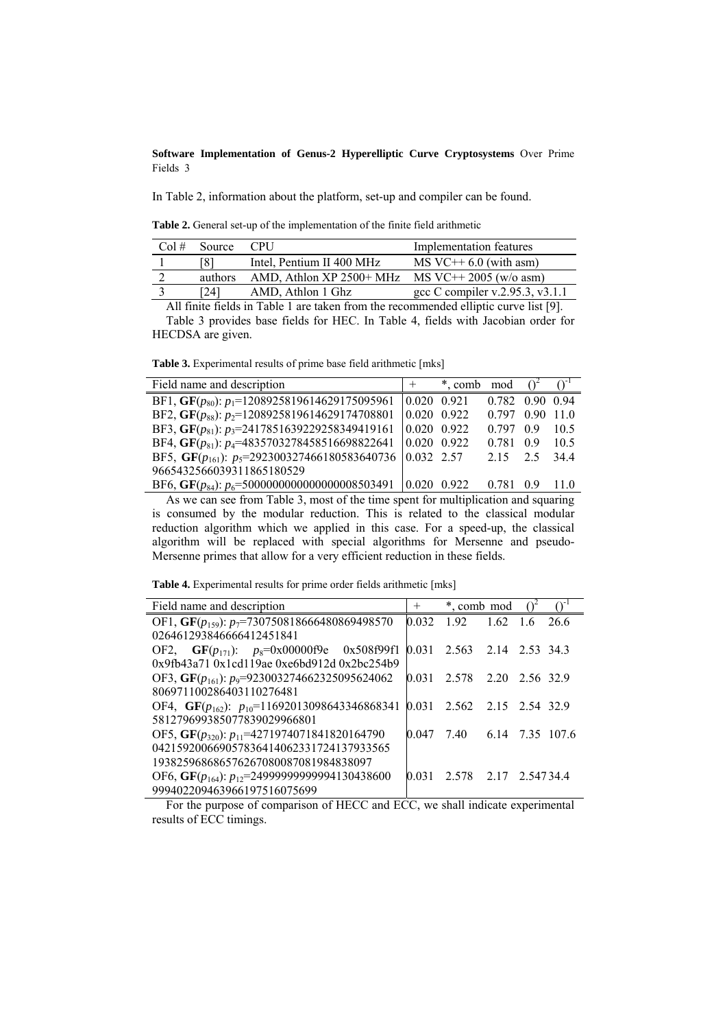In Table 2, information about the platform, set-up and compiler can be found.

**Table 2.** General set-up of the implementation of the finite field arithmetic

| Col # | Source | CPU | Implementation features |
|---|---|---|---|
| 1 | [8] | Intel, Pentium II 400 MHz | MS VC++ 6.0 (with asm) |
| 2 | authors | AMD, Athlon XP 2500+ MHz | MS VC++ 2005 (w/o asm) |
| 3 | [24] | AMD, Athlon 1 Ghz | gcc C compiler v.2.95.3, v3.1.1 |

All finite fields in Table 1 are taken from the recommended elliptic curve list [9].

Table 3 provides base fields for HEC. In Table 4, fields with Jacobian order for HECDSA are given.

**Table 3.** Experimental results of prime base field arithmetic [mks]

| Field name and description | + | *, comb | mod | $()^2$ | $()^{-1}$ |
|---|---|---|---|---|---|
| BF1, **GF**($p_{80}$): $p_1$=1208925819614629175095961 | 0.020 | 0.921 | 0.782 | 0.90 | 0.94 |
| BF2, **GF**($p_{88}$): $p_2$=1208925819614629174708801 | 0.020 | 0.922 | 0.797 | 0.90 | 11.0 |
| BF3, **GF**($p_{81}$): $p_3$=2417851639229258349419161 | 0.020 | 0.922 | 0.797 | 0.9 | 10.5 |
| BF4, **GF**($p_{81}$): $p_4$=4835703278458516698822641 | 0.020 | 0.922 | 0.781 | 0.9 | 10.5 |
| BF5, **GF**($p_{161}$): $p_5$=2923003274661805836407369665432566039311865180529 | 0.032 | 2.57 | 2.15 | 2.5 | 34.4 |
| BF6, **GF**($p_{84}$): $p_6$=5000000000000000008503491 | 0.020 | 0.922 | 0.781 | 0.9 | 11.0 |

As we can see from Table 3, most of the time spent for multiplication and squaring is consumed by the modular reduction. This is related to the classical modular reduction algorithm which we applied in this case. For a speed-up, the classical algorithm will be replaced with special algorithms for Mersenne and pseudo-Mersenne primes that allow for a very efficient reduction in these fields.

**Table 4.** Experimental results for prime order fields arithmetic [mks]

| Field name and description | + | *, comb | mod | $()^2$ | $()^{-1}$ |
|---|---|---|---|---|---|
| OF1, **GF**($p_{159}$): $p_7$=730750818666480869498570026461293846666412451841 | 0.032 | 1.92 | 1.62 | 1.6 | 26.6 |
| OF2, **GF**($p_{171}$): $p_8$=0x00000f9e 0x508f99f1 0x9fb43a71 0x1cd119ae 0xe6bd912d 0x2bc254b9 | 0.031 | 2.563 | 2.14 | 2.53 | 34.3 |
| OF3, **GF**($p_{161}$): $p_9$=2923003274662325095624062806971100286403110276481 | 0.031 | 2.578 | 2.20 | 2.56 | 32.9 |
| OF4, **GF**($p_{162}$): $p_{10}$=11692013098643346868341581279699385077839029966801 | 0.031 | 2.562 | 2.15 | 2.54 | 32.9 |
| OF5, **GF**($p_{320}$): $p_{11}$=4271974071841820164790042159200669057836414062331724137933565193825968686576267080087081984838097 | 0.047 | 7.40 | 6.14 | 7.35 | 107.6 |
| OF6, **GF**($p_{164}$): $p_{12}$=24999999999994130438600999402209463966197516075699 | 0.031 | 2.578 | 2.17 | 2.547 | 34.4 |

For the purpose of comparison of HECC and ECC, we shall indicate experimental results of ECC timings.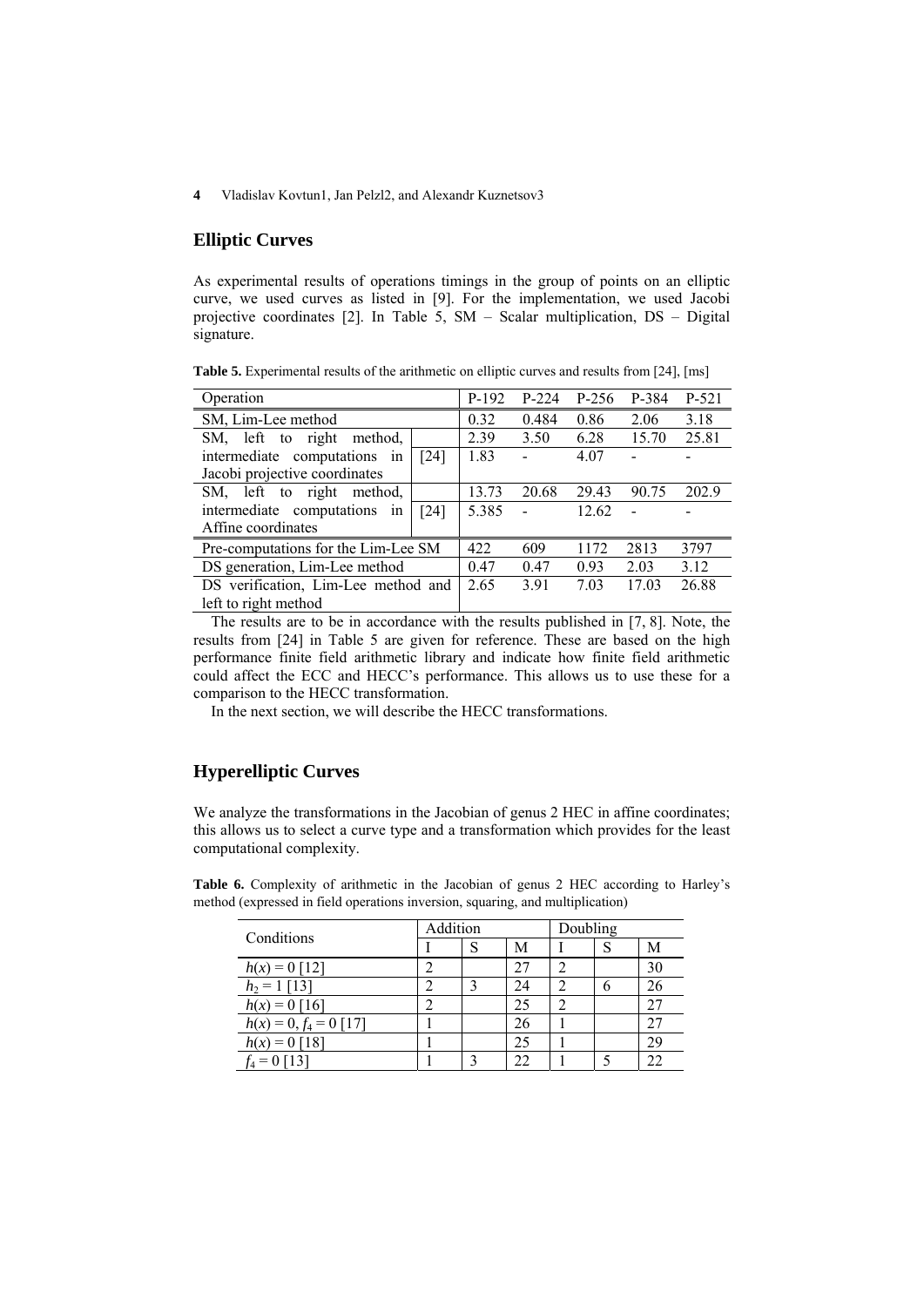## Elliptic Curves

As experimental results of operations timings in the group of points on an elliptic curve, we used curves as listed in [9]. For the implementation, we used Jacobi projective coordinates [2]. In Table 5, SM – Scalar multiplication, DS – Digital signature.

**Table 5.** Experimental results of the arithmetic on elliptic curves and results from [24], [ms]

| Operation | | P-192 | P-224 | P-256 | P-384 | P-521 |
|---|---|---|---|---|---|---|
| SM, Lim-Lee method | | 0.32 | 0.484 | 0.86 | 2.06 | 3.18 |
| SM, left to right method, intermediate computations in Jacobi projective coordinates | | 2.39 | 3.50 | 6.28 | 15.70 | 25.81 |
| | [24] | 1.83 | - | 4.07 | - | - |
| SM, left to right method, intermediate computations in Affine coordinates | | 13.73 | 20.68 | 29.43 | 90.75 | 202.9 |
| | [24] | 5.385 | - | 12.62 | - | - |
| Pre-computations for the Lim-Lee SM | | 422 | 609 | 1172 | 2813 | 3797 |
| DS generation, Lim-Lee method | | 0.47 | 0.47 | 0.93 | 2.03 | 3.12 |
| DS verification, Lim-Lee method and left to right method | | 2.65 | 3.91 | 7.03 | 17.03 | 26.88 |

The results are to be in accordance with the results published in [7, 8]. Note, the results from [24] in Table 5 are given for reference. These are based on the high performance finite field arithmetic library and indicate how finite field arithmetic could affect the ECC and HECC's performance. This allows us to use these for a comparison to the HECC transformation.

In the next section, we will describe the HECC transformations.

## Hyperelliptic Curves

We analyze the transformations in the Jacobian of genus 2 HEC in affine coordinates; this allows us to select a curve type and a transformation which provides for the least computational complexity.

**Table 6.** Complexity of arithmetic in the Jacobian of genus 2 HEC according to Harley's method (expressed in field operations inversion, squaring, and multiplication)

| Conditions | Addition | | | Doubling | | |
|---|---|---|---|---|---|---|
| | I | S | M | I | S | M |
| $h(x) = 0$ [12] | 2 | | 27 | 2 | | 30 |
| $h_2 = 1$ [13] | 2 | 3 | 24 | 2 | 6 | 26 |
| $h(x) = 0$ [16] | 2 | | 25 | 2 | | 27 |
| $h(x) = 0$, $f_4 = 0$ [17] | 1 | | 26 | 1 | | 27 |
| $h(x) = 0$ [18] | 1 | | 25 | 1 | | 29 |
| $f_4 = 0$ [13] | 1 | 3 | 22 | 1 | 5 | 22 |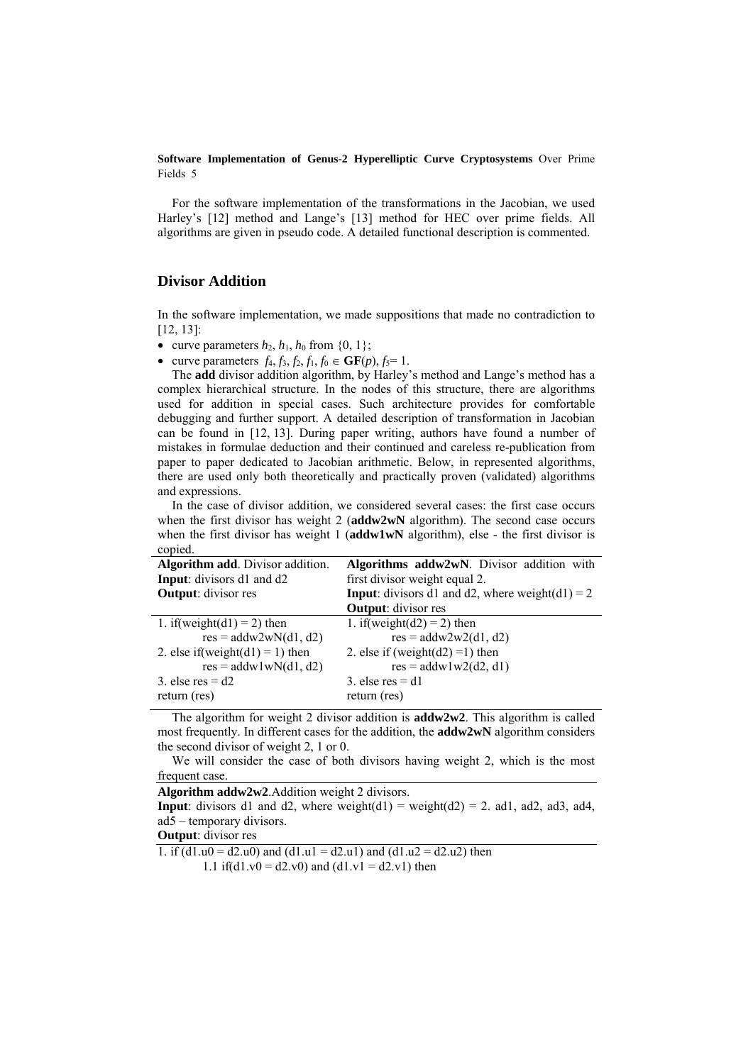For the software implementation of the transformations in the Jacobian, we used Harley's [12] method and Lange's [13] method for HEC over prime fields. All algorithms are given in pseudo code. A detailed functional description is commented.

## Divisor Addition

In the software implementation, we made suppositions that made no contradiction to [12, 13]:

- curve parameters $h_2$, $h_1$, $h_0$ from {0, 1};
- curve parameters $f_4, f_3, f_2, f_1, f_0 \in \mathbf{GF}(p)$, $f_5 = 1$.

The **add** divisor addition algorithm, by Harley's method and Lange's method has a complex hierarchical structure. In the nodes of this structure, there are algorithms used for addition in special cases. Such architecture provides for comfortable debugging and further support. A detailed description of transformation in Jacobian can be found in [12, 13]. During paper writing, authors have found a number of mistakes in formulae deduction and their continued and careless re-publication from paper to paper dedicated to Jacobian arithmetic. Below, in represented algorithms, there are used only both theoretically and practically proven (validated) algorithms and expressions.

In the case of divisor addition, we considered several cases: the first case occurs when the first divisor has weight 2 (**addw2wN** algorithm). The second case occurs when the first divisor has weight 1 (**addw1wN** algorithm), else - the first divisor is copied.

| **Algorithm add**. Divisor addition.<br>**Input**: divisors d1 and d2<br>**Output**: divisor res | **Algorithms addw2wN**. Divisor addition with first divisor weight equal 2.<br>**Input**: divisors d1 and d2, where weight(d1) = 2<br>**Output**: divisor res |
|---|---|
| 1. if(weight(d1) = 2) then<br>res = addw2wN(d1, d2)<br>2. else if(weight(d1) = 1) then<br>res = addw1wN(d1, d2)<br>3. else res = d2<br>return (res) | 1. if(weight(d2) = 2) then<br>res = addw2w2(d1, d2)<br>2. else if (weight(d2) =1) then<br>res = addw1w2(d2, d1)<br>3. else res = d1<br>return (res) |

The algorithm for weight 2 divisor addition is **addw2w2**. This algorithm is called most frequently. In different cases for the addition, the **addw2wN** algorithm considers the second divisor of weight 2, 1 or 0.

We will consider the case of both divisors having weight 2, which is the most frequent case.

**Algorithm addw2w2**. Addition weight 2 divisors.
**Input**: divisors d1 and d2, where weight(d1) = weight(d2) = 2. ad1, ad2, ad3, ad4, ad5 – temporary divisors.
**Output**: divisor res

```
1. if (d1.u0 = d2.u0) and (d1.u1 = d2.u1) and (d1.u2 = d2.u2) then
      1.1 if(d1.v0 = d2.v0) and (d1.v1 = d2.v1) then
```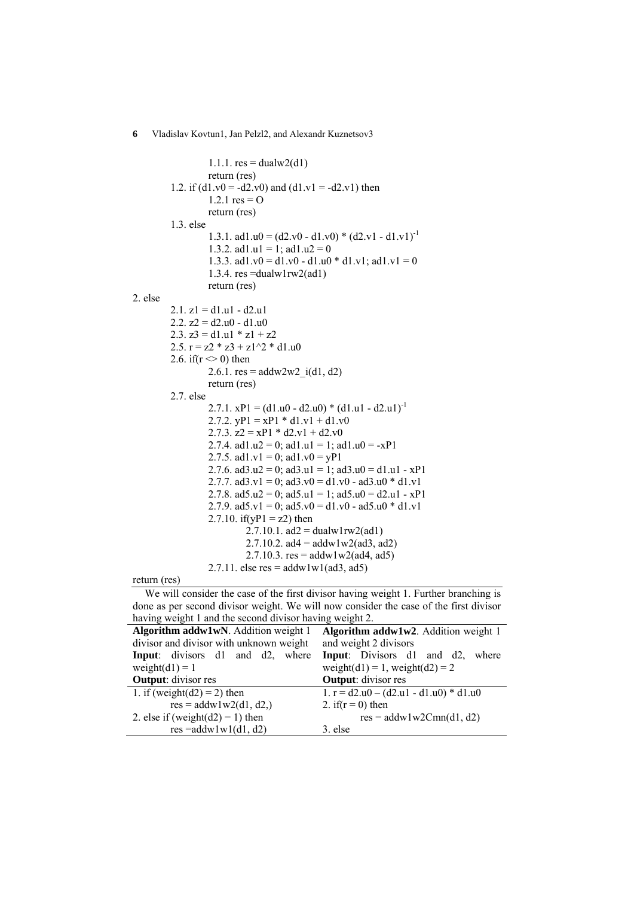```
            1.1.1. res = dualw2(d1)
            return (res)
    1.2. if (d1.v0 = -d2.v0) and (d1.v1 = -d2.v1) then
            1.2.1 res = O
            return (res)
    1.3. else
            1.3.1. ad1.u0 = (d2.v0 - d1.v0) * (d2.v1 - d1.v1)^-1
            1.3.2. ad1.u1 = 1; ad1.u2 = 0
            1.3.3. ad1.v0 = d1.v0 - d1.u0 * d1.v1; ad1.v1 = 0
            1.3.4. res =dualw1rw2(ad1)
            return (res)
2. else
    2.1. z1 = d1.u1 - d2.u1
    2.2. z2 = d2.u0 - d1.u0
    2.3. z3 = d1.u1 * z1 + z2
    2.5. r = z2 * z3 + z1^2 * d1.u0
    2.6. if(r <> 0) then
            2.6.1. res = addw2w2_i(d1, d2)
            return (res)
    2.7. else
            2.7.1. xP1 = (d1.u0 - d2.u0) * (d1.u1 - d2.u1)^-1
            2.7.2. yP1 = xP1 * d1.v1 + d1.v0
            2.7.3. z2 = xP1 * d2.v1 + d2.v0
            2.7.4. ad1.u2 = 0; ad1.u1 = 1; ad1.u0 = -xP1
            2.7.5. ad1.v1 = 0; ad1.v0 = yP1
            2.7.6. ad3.u2 = 0; ad3.u1 = 1; ad3.u0 = d1.u1 - xP1
            2.7.7. ad3.v1 = 0; ad3.v0 = d1.v0 - ad3.u0 * d1.v1
            2.7.8. ad5.u2 = 0; ad5.u1 = 1; ad5.u0 = d2.u1 - xP1
            2.7.9. ad5.v1 = 0; ad5.v0 = d1.v0 - ad5.u0 * d1.v1
            2.7.10. if(yP1 = z2) then
                    2.7.10.1. ad2 = dualw1rw2(ad1)
                    2.7.10.2. ad4 = addw1w2(ad3, ad2)
                    2.7.10.3. res = addw1w2(ad4, ad5)
            2.7.11. else res = addw1w1(ad3, ad5)
return (res)
```

We will consider the case of the first divisor having weight 1. Further branching is done as per second divisor weight. We will now consider the case of the first divisor having weight 1 and the second divisor having weight 2.

| **Algorithm addw1wN**. Addition weight 1 divisor and divisor with unknown weight<br>**Input**: divisors d1 and d2, where weight(d1) = 1<br>**Output**: divisor res | **Algorithm addw1w2**. Addition weight 1 and weight 2 divisors<br>**Input**: Divisors d1 and d2, where weight(d1) = 1, weight(d2) = 2<br>**Output**: divisor res |
|---|---|
| 1. if (weight(d2) = 2) then<br>        res = addw1w2(d1, d2,)<br>2. else if (weight(d2) = 1) then<br>        res =addw1w1(d1, d2) | 1. r = d2.u0 – (d2.u1 - d1.u0) * d1.u0<br>2. if(r = 0) then<br>        res = addw1w2Cmn(d1, d2)<br>3. else |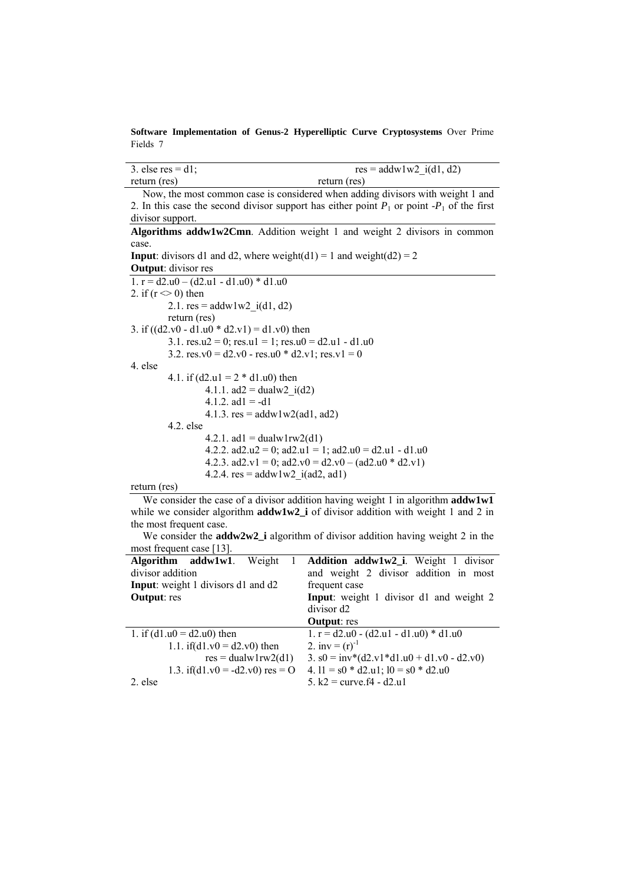| 3. else res = d1; | res = addw1w2_i(d1, d2) |
|---|---|
| return (res) | return (res) |

Now, the most common case is considered when adding divisors with weight 1 and 2. In this case the second divisor support has either point $P_1$ or point $-P_1$ of the first divisor support.

**Algorithms addw1w2Cmn**. Addition weight 1 and weight 2 divisors in common case.

**Input**: divisors d1 and d2, where weight(d1) = 1 and weight(d2) = 2

**Output**: divisor res

```
1. r = d2.u0 – (d2.u1 - d1.u0) * d1.u0
2. if (r <> 0) then
        2.1. res = addw1w2_i(d1, d2)
        return (res)
3. if ((d2.v0 - d1.u0 * d2.v1) = d1.v0) then
        3.1. res.u2 = 0; res.u1 = 1; res.u0 = d2.u1 - d1.u0
        3.2. res.v0 = d2.v0 - res.u0 * d2.v1; res.v1 = 0
4. else
        4.1. if (d2.u1 = 2 * d1.u0) then
                4.1.1. ad2 = dualw2_i(d2)
                4.1.2. ad1 = -d1
                4.1.3. res = addw1w2(ad1, ad2)
        4.2. else
                4.2.1. ad1 = dualw1rw2(d1)
                4.2.2. ad2.u2 = 0; ad2.u1 = 1; ad2.u0 = d2.u1 - d1.u0
                4.2.3. ad2.v1 = 0; ad2.v0 = d2.v0 – (ad2.u0 * d2.v1)
                4.2.4. res = addw1w2_i(ad2, ad1)
return (res)
```

We consider the case of a divisor addition having weight 1 in algorithm **addw1w1** while we consider algorithm **addw1w2_i** of divisor addition with weight 1 and 2 in the most frequent case.

We consider the **addw2w2_i** algorithm of divisor addition having weight 2 in the most frequent case [13].

| **Algorithm addw1w1**. Weight 1 divisor addition<br>**Input**: weight 1 divisors d1 and d2<br>**Output**: res | **Addition addw1w2_i**. Weight 1 divisor and weight 2 divisor addition in most frequent case<br>**Input**: weight 1 divisor d1 and weight 2 divisor d2<br>**Output**: res |
|---|---|
| 1. if (d1.u0 = d2.u0) then | 1. r = d2.u0 - (d2.u1 - d1.u0) * d1.u0 |
| 1.1. if(d1.v0 = d2.v0) then | 2. inv = $(r)^{-1}$ |
| res = dualw1rw2(d1) | 3. s0 = inv*(d2.v1*d1.u0 + d1.v0 - d2.v0) |
| 1.3. if(d1.v0 = -d2.v0) res = O | 4. l1 = s0 * d2.u1; l0 = s0 * d2.u0 |
| 2. else | 5. k2 = curve.f4 - d2.u1 |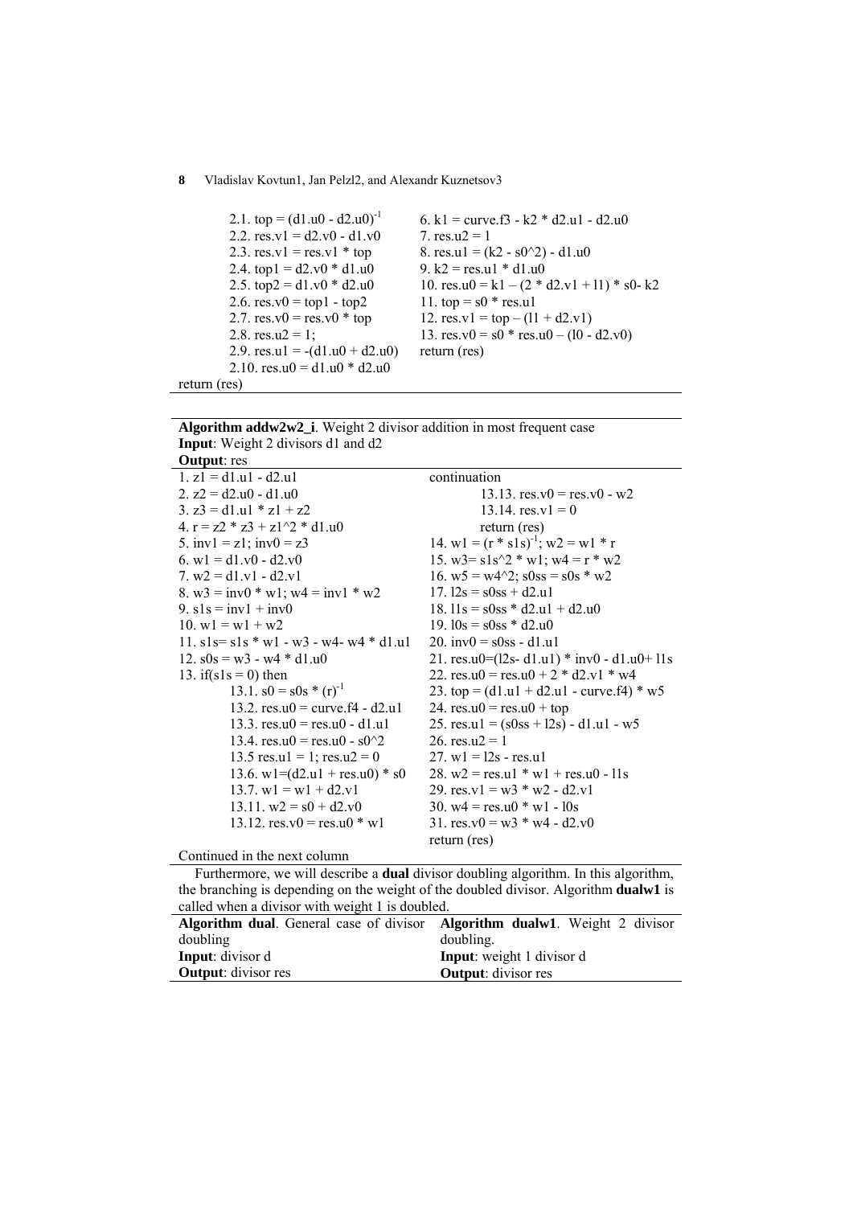```
2.1. top = (d1.u0 - d2.u0)^-1
2.2. res.v1 = d2.v0 - d1.v0
2.3. res.v1 = res.v1 * top
2.4. top1 = d2.v0 * d1.u0
2.5. top2 = d1.v0 * d2.u0
2.6. res.v0 = top1 - top2
2.7. res.v0 = res.v0 * top
2.8. res.u2 = 1;
2.9. res.u1 = -(d1.u0 + d2.u0)
2.10. res.u0 = d1.u0 * d2.u0
return (res)
```

```
6. k1 = curve.f3 - k2 * d2.u1 - d2.u0
7. res.u2 = 1
8. res.u1 = (k2 - s0^2) - d1.u0
9. k2 = res.u1 * d1.u0
10. res.u0 = k1 – (2 * d2.v1 + l1) * s0- k2
11. top = s0 * res.u1
12. res.v1 = top – (l1 + d2.v1)
13. res.v0 = s0 * res.u0 – (l0 - d2.v0)
return (res)
```

**Algorithm addw2w2_i**. Weight 2 divisor addition in most frequent case
**Input**: Weight 2 divisors d1 and d2
**Output**: res

```
1. z1 = d1.u1 - d2.u1
2. z2 = d2.u0 - d1.u0
3. z3 = d1.u1 * z1 + z2
4. r = z2 * z3 + z1^2 * d1.u0
5. inv1 = z1; inv0 = z3
6. w1 = d1.v0 - d2.v0
7. w2 = d1.v1 - d2.v1
8. w3 = inv0 * w1; w4 = inv1 * w2
9. s1s = inv1 + inv0
10. w1 = w1 + w2
11. s1s= s1s * w1 - w3 - w4- w4 * d1.u1
12. s0s = w3 - w4 * d1.u0
13. if(s1s = 0) then
    13.1. s0 = s0s * (r)^-1
    13.2. res.u0 = curve.f4 - d2.u1
    13.3. res.u0 = res.u0 - d1.u1
    13.4. res.u0 = res.u0 - s0^2
    13.5 res.u1 = 1; res.u2 = 0
    13.6. w1=(d2.u1 + res.u0) * s0
    13.7. w1 = w1 + d2.v1
    13.11. w2 = s0 + d2.v0
    13.12. res.v0 = res.u0 * w1
Continued in the next column
```

```
continuation
    13.13. res.v0 = res.v0 - w2
    13.14. res.v1 = 0
    return (res)
14. w1 = (r * s1s)^-1; w2 = w1 * r
15. w3= s1s^2 * w1; w4 = r * w2
16. w5 = w4^2; s0ss = s0s * w2
17. l2s = s0ss + d2.u1
18. l1s = s0ss * d2.u1 + d2.u0
19. l0s = s0ss * d2.u0
20. inv0 = s0ss - d1.u1
21. res.u0=(l2s- d1.u1) * inv0 - d1.u0+ l1s
22. res.u0 = res.u0 + 2 * d2.v1 * w4
23. top = (d1.u1 + d2.u1 - curve.f4) * w5
24. res.u0 = res.u0 + top
25. res.u1 = (s0ss + l2s) - d1.u1 - w5
26. res.u2 = 1
27. w1 = l2s - res.u1
28. w2 = res.u1 * w1 + res.u0 - l1s
29. res.v1 = w3 * w2 - d2.v1
30. w4 = res.u0 * w1 - l0s
31. res.v0 = w3 * w4 - d2.v0
return (res)
```

Furthermore, we will describe a **dual** divisor doubling algorithm. In this algorithm, the branching is depending on the weight of the doubled divisor. Algorithm **dualw1** is called when a divisor with weight 1 is doubled.

**Algorithm dual**. General case of divisor doubling
**Input**: divisor d
**Output**: divisor res

**Algorithm dualw1**. Weight 2 divisor doubling.
**Input**: weight 1 divisor d
**Output**: divisor res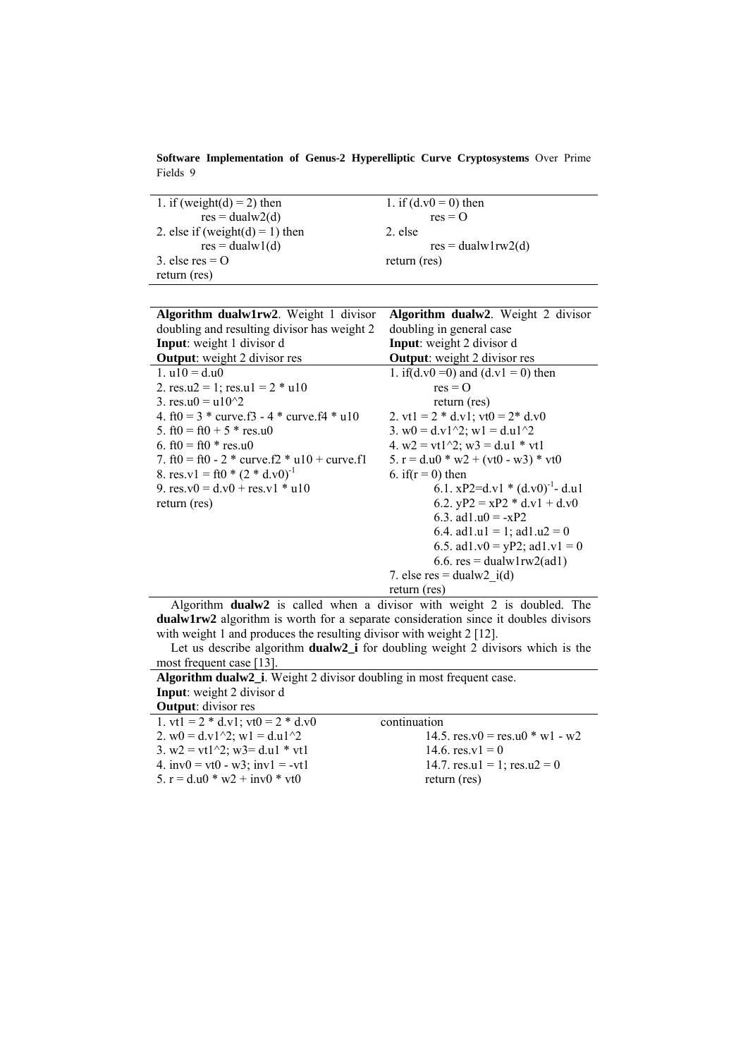| | |
|---|---|
| 1. if (weight(d) = 2) then | 1. if (d.v0 = 0) then |
| res = dualw2(d) | res = O |
| 2. else if (weight(d) = 1) then | 2. else |
| res = dualw1(d) | res = dualw1rw2(d) |
| 3. else res = O | return (res) |
| return (res) | |

| **Algorithm dualw1rw2**. Weight 1 divisor doubling and resulting divisor has weight 2<br>**Input**: weight 1 divisor d<br>**Output**: weight 2 divisor res | **Algorithm dualw2**. Weight 2 divisor doubling in general case<br>**Input**: weight 2 divisor d<br>**Output**: weight 2 divisor res |
|---|---|
| 1. u10 = d.u0 | 1. if(d.v0 =0) and (d.v1 = 0) then |
| 2. res.u2 = 1; res.u1 = 2 * u10 | res = O |
| 3. res.u0 = u10^2 | return (res) |
| 4. ft0 = 3 * curve.f3 - 4 * curve.f4 * u10 | 2. vt1 = 2 * d.v1; vt0 = 2* d.v0 |
| 5. ft0 = ft0 + 5 * res.u0 | 3. w0 = d.v1^2; w1 = d.u1^2 |
| 6. ft0 = ft0 * res.u0 | 4. w2 = vt1^2; w3 = d.u1 * vt1 |
| 7. ft0 = ft0 - 2 * curve.f2 * u10 + curve.f1 | 5. r = d.u0 * w2 + (vt0 - w3) * vt0 |
| 8. res.v1 = ft0 * $(2 * d.v0)^{-1}$ | 6. if(r = 0) then |
| 9. res.v0 = d.v0 + res.v1 * u10 | 6.1. xP2=d.v1 * $(d.v0)^{-1}$- d.u1 |
| return (res) | 6.2. yP2 = xP2 * d.v1 + d.v0 |
| | 6.3. ad1.u0 = -xP2 |
| | 6.4. ad1.u1 = 1; ad1.u2 = 0 |
| | 6.5. ad1.v0 = yP2; ad1.v1 = 0 |
| | 6.6. res = dualw1rw2(ad1) |
| | 7. else res = dualw2_i(d) |
| | return (res) |

Algorithm **dualw2** is called when a divisor with weight 2 is doubled. The **dualw1rw2** algorithm is worth for a separate consideration since it doubles divisors with weight 1 and produces the resulting divisor with weight 2 [12].

Let us describe algorithm **dualw2_i** for doubling weight 2 divisors which is the most frequent case [13].

**Algorithm dualw2_i**. Weight 2 divisor doubling in most frequent case.
**Input**: weight 2 divisor d
**Output**: divisor res

| | |
|---|---|
| 1. vt1 = 2 * d.v1; vt0 = 2 * d.v0 | continuation |
| 2. w0 = d.v1^2; w1 = d.u1^2 | 14.5. res.v0 = res.u0 * w1 - w2 |
| 3. w2 = vt1^2; w3= d.u1 * vt1 | 14.6. res.v1 = 0 |
| 4. inv0 = vt0 - w3; inv1 = -vt1 | 14.7. res.u1 = 1; res.u2 = 0 |
| 5. r = d.u0 * w2 + inv0 * vt0 | return (res) |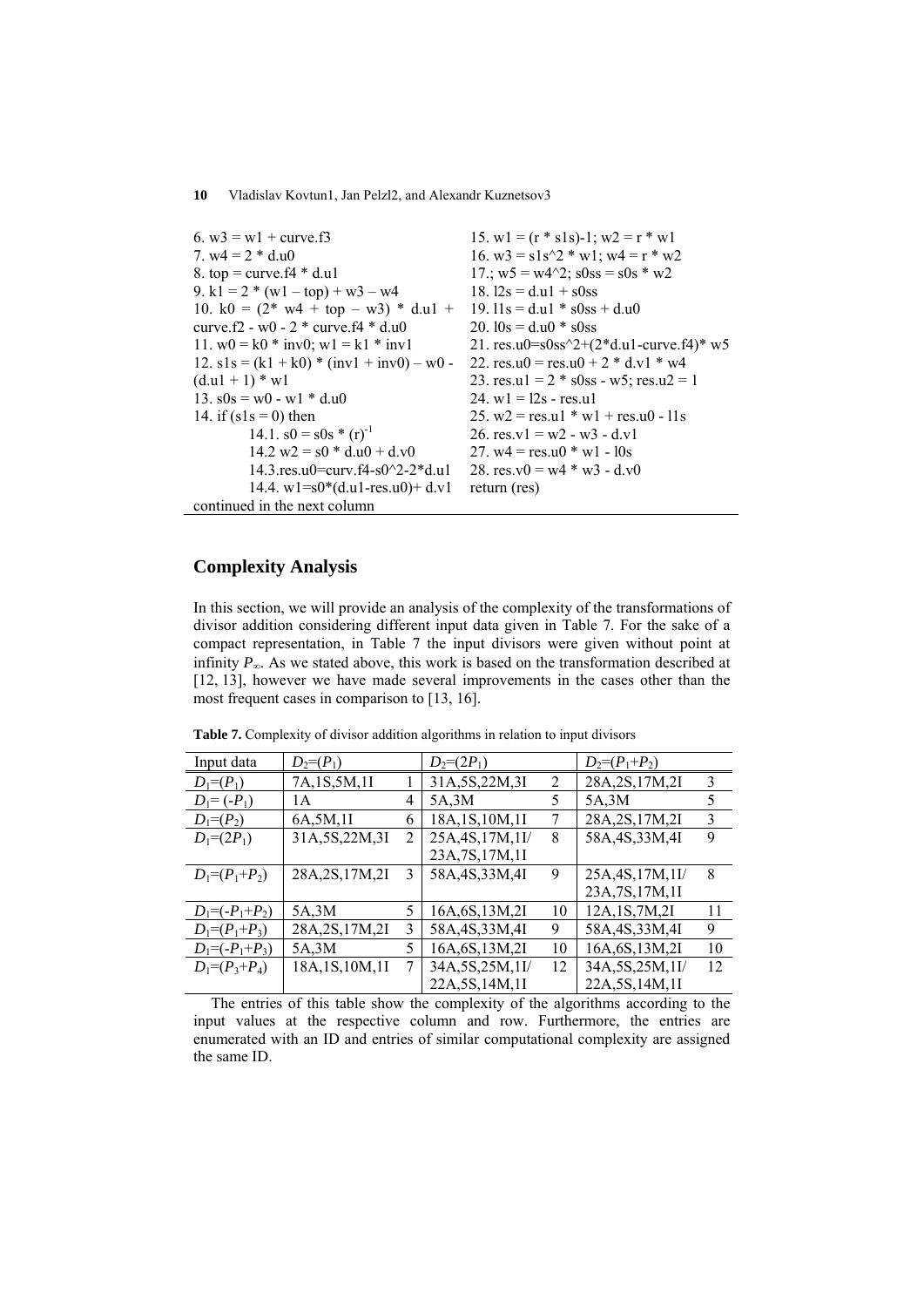```
6. w3 = w1 + curve.f3
7. w4 = 2 * d.u0
8. top = curve.f4 * d.u1
9. k1 = 2 * (w1 – top) + w3 – w4
10. k0 = (2* w4 + top – w3) * d.u1 + curve.f2 - w0 - 2 * curve.f4 * d.u0
11. w0 = k0 * inv0; w1 = k1 * inv1
12. s1s = (k1 + k0) * (inv1 + inv0) – w0 - (d.u1 + 1) * w1
13. s0s = w0 - w1 * d.u0
14. if (s1s = 0) then
    14.1. s0 = s0s * (r)^-1
    14.2 w2 = s0 * d.u0 + d.v0
    14.3.res.u0=curv.f4-s0^2-2*d.u1
    14.4. w1=s0*(d.u1-res.u0)+ d.v1
continued in the next column
15. w1 = (r * s1s)-1; w2 = r * w1
16. w3 = s1s^2 * w1; w4 = r * w2
17.; w5 = w4^2; s0ss = s0s * w2
18. l2s = d.u1 + s0ss
19. l1s = d.u1 * s0ss + d.u0
20. l0s = d.u0 * s0ss
21. res.u0=s0ss^2+(2*d.u1-curve.f4)* w5
22. res.u0 = res.u0 + 2 * d.v1 * w4
23. res.u1 = 2 * s0ss - w5; res.u2 = 1
24. w1 = l2s - res.u1
25. w2 = res.u1 * w1 + res.u0 - l1s
26. res.v1 = w2 - w3 - d.v1
27. w4 = res.u0 * w1 - l0s
28. res.v0 = w4 * w3 - d.v0
return (res)
```

## Complexity Analysis

In this section, we will provide an analysis of the complexity of the transformations of divisor addition considering different input data given in Table 7. For the sake of a compact representation, in Table 7 the input divisors were given without point at infinity $P_\infty$. As we stated above, this work is based on the transformation described at [12, 13], however we have made several improvements in the cases other than the most frequent cases in comparison to [13, 16].

**Table 7.** Complexity of divisor addition algorithms in relation to input divisors

| Input data | $D_2=(P_1)$ | | $D_2=(2P_1)$ | | $D_2=(P_1+P_2)$ | |
|---|---|---|---|---|---|---|
| $D_1=(P_1)$ | 7A,1S,5M,1I | 1 | 31A,5S,22M,3I | 2 | 28A,2S,17M,2I | 3 |
| $D_1=(-P_1)$ | 1A | 4 | 5A,3M | 5 | 5A,3M | 5 |
| $D_1=(P_2)$ | 6A,5M,1I | 6 | 18A,1S,10M,1I | 7 | 28A,2S,17M,2I | 3 |
| $D_1=(2P_1)$ | 31A,5S,22M,3I | 2 | 25A,4S,17M,1I/ 23A,7S,17M,1I | 8 | 58A,4S,33M,4I | 9 |
| $D_1=(P_1+P_2)$ | 28A,2S,17M,2I | 3 | 58A,4S,33M,4I | 9 | 25A,4S,17M,1I/ 23A,7S,17M,1I | 8 |
| $D_1=(-P_1+P_2)$ | 5A,3M | 5 | 16A,6S,13M,2I | 10 | 12A,1S,7M,2I | 11 |
| $D_1=(P_1+P_3)$ | 28A,2S,17M,2I | 3 | 58A,4S,33M,4I | 9 | 58A,4S,33M,4I | 9 |
| $D_1=(-P_1+P_3)$ | 5A,3M | 5 | 16A,6S,13M,2I | 10 | 16A,6S,13M,2I | 10 |
| $D_1=(P_3+P_4)$ | 18A,1S,10M,1I | 7 | 34A,5S,25M,1I/ 22A,5S,14M,1I | 12 | 34A,5S,25M,1I/ 22A,5S,14M,1I | 12 |

The entries of this table show the complexity of the algorithms according to the input values at the respective column and row. Furthermore, the entries are enumerated with an ID and entries of similar computational complexity are assigned the same ID.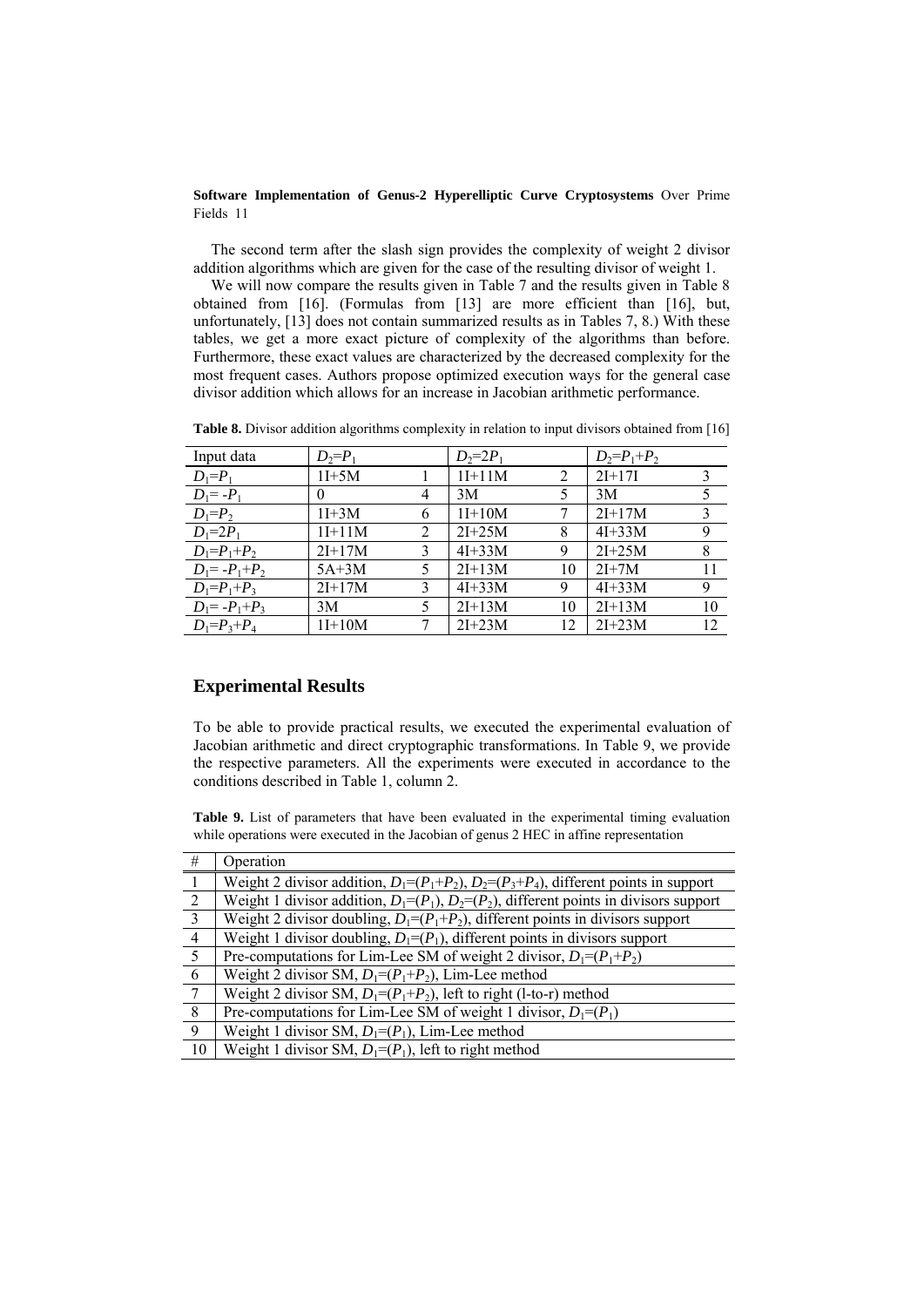The second term after the slash sign provides the complexity of weight 2 divisor addition algorithms which are given for the case of the resulting divisor of weight 1.

We will now compare the results given in Table 7 and the results given in Table 8 obtained from [16]. (Formulas from [13] are more efficient than [16], but, unfortunately, [13] does not contain summarized results as in Tables 7, 8.) With these tables, we get a more exact picture of complexity of the algorithms than before. Furthermore, these exact values are characterized by the decreased complexity for the most frequent cases. Authors propose optimized execution ways for the general case divisor addition which allows for an increase in Jacobian arithmetic performance.

**Table 8.** Divisor addition algorithms complexity in relation to input divisors obtained from [16]

| Input data | $D_2$=$P_1$ | | $D_2$=2$P_1$ | | $D_2$=$P_1$+$P_2$ | |
|---|---|---|---|---|---|---|
| $D_1$=$P_1$ | 1I+5M | 1 | 1I+11M | 2 | 2I+17I | 3 |
| $D_1$= -$P_1$ | 0 | 4 | 3M | 5 | 3M | 5 |
| $D_1$=$P_2$ | 1I+3M | 6 | 1I+10M | 7 | 2I+17M | 3 |
| $D_1$=2$P_1$ | 1I+11M | 2 | 2I+25M | 8 | 4I+33M | 9 |
| $D_1$=$P_1$+$P_2$ | 2I+17M | 3 | 4I+33M | 9 | 2I+25M | 8 |
| $D_1$= -$P_1$+$P_2$ | 5A+3M | 5 | 2I+13M | 10 | 2I+7M | 11 |
| $D_1$=$P_1$+$P_3$ | 2I+17M | 3 | 4I+33M | 9 | 4I+33M | 9 |
| $D_1$= -$P_1$+$P_3$ | 3M | 5 | 2I+13M | 10 | 2I+13M | 10 |
| $D_1$=$P_3$+$P_4$ | 1I+10M | 7 | 2I+23M | 12 | 2I+23M | 12 |

## Experimental Results

To be able to provide practical results, we executed the experimental evaluation of Jacobian arithmetic and direct cryptographic transformations. In Table 9, we provide the respective parameters. All the experiments were executed in accordance to the conditions described in Table 1, column 2.

**Table 9.** List of parameters that have been evaluated in the experimental timing evaluation while operations were executed in the Jacobian of genus 2 HEC in affine representation

| # | Operation |
|---|---|
| 1 | Weight 2 divisor addition, $D_1$=($P_1$+$P_2$), $D_2$=($P_3$+$P_4$), different points in support |
| 2 | Weight 1 divisor addition, $D_1$=($P_1$), $D_2$=($P_2$), different points in divisors support |
| 3 | Weight 2 divisor doubling, $D_1$=($P_1$+$P_2$), different points in divisors support |
| 4 | Weight 1 divisor doubling, $D_1$=($P_1$), different points in divisors support |
| 5 | Pre-computations for Lim-Lee SM of weight 2 divisor, $D_1$=($P_1$+$P_2$) |
| 6 | Weight 2 divisor SM, $D_1$=($P_1$+$P_2$), Lim-Lee method |
| 7 | Weight 2 divisor SM, $D_1$=($P_1$+$P_2$), left to right (l-to-r) method |
| 8 | Pre-computations for Lim-Lee SM of weight 1 divisor, $D_1$=($P_1$) |
| 9 | Weight 1 divisor SM, $D_1$=($P_1$), Lim-Lee method |
| 10 | Weight 1 divisor SM, $D_1$=($P_1$), left to right method |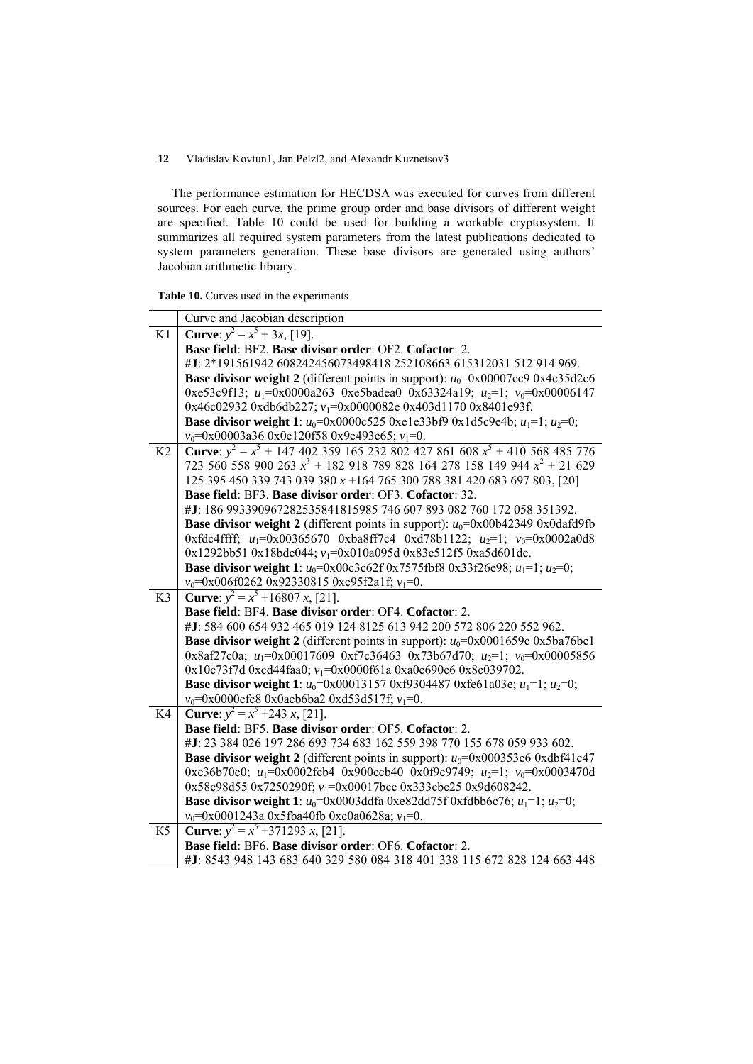The performance estimation for HECDSA was executed for curves from different sources. For each curve, the prime group order and base divisors of different weight are specified. Table 10 could be used for building a workable cryptosystem. It summarizes all required system parameters from the latest publications dedicated to system parameters generation. These base divisors are generated using authors' Jacobian arithmetic library.

**Table 10.** Curves used in the experiments

| | Curve and Jacobian description |
|---|---|
| K1 | **Curve**: $y^2 = x^5 + 3x$, [19]. <br> **Base field**: BF2. **Base divisor order**: OF2. **Cofactor**: 2. <br> **#J**: 2*191561942 608242456073498418 252108663 615312031 512 914 969. <br> **Base divisor weight 2** (different points in support): $u_0$=0x00007cc9 0x4c35d2c6 0xe53c9f13; $u_1$=0x0000a263 0xe5badea0 0x63324a19; $u_2$=1; $v_0$=0x00006147 0x46c02932 0xdb6db227; $v_1$=0x0000082e 0x403d1170 0x8401e93f. <br> **Base divisor weight 1**: $u_0$=0x0000c525 0xe1e33bf9 0x1d5c9e4b; $u_1$=1; $u_2$=0; $v_0$=0x00003a36 0x0e120f58 0x9e493e65; $v_1$=0. |
| K2 | **Curve**: $y^2 = x^5$ + 147 402 359 165 232 802 427 861 608 $x^5$ + 410 568 485 776 723 560 558 900 263 $x^3$ + 182 918 789 828 164 278 158 149 944 $x^2$ + 21 629 125 395 450 339 743 039 380 $x$ +164 765 300 788 381 420 683 697 803, [20] <br> **Base field**: BF3. **Base divisor order**: OF3. **Cofactor**: 32. <br> **#J**: 186 993390967282535841815985 746 607 893 082 760 172 058 351392. <br> **Base divisor weight 2** (different points in support): $u_0$=0x00b42349 0x0dafd9fb 0xfdc4ffff; $u_1$=0x00365670 0xba8ff7c4 0xd78b1122; $u_2$=1; $v_0$=0x0002a0d8 0x1292bb51 0x18bde044; $v_1$=0x010a095d 0x83e512f5 0xa5d601de. <br> **Base divisor weight 1**: $u_0$=0x00c3c62f 0x7575fbf8 0x33f26e98; $u_1$=1; $u_2$=0; $v_0$=0x006f0262 0x92330815 0xe95f2a1f; $v_1$=0. |
| K3 | **Curve**: $y^2 = x^5$ +16807 $x$, [21]. <br> **Base field**: BF4. **Base divisor order**: OF4. **Cofactor**: 2. <br> **#J**: 584 600 654 932 465 019 124 8125 613 942 200 572 806 220 552 962. <br> **Base divisor weight 2** (different points in support): $u_0$=0x0001659c 0x5ba76be1 0x8af27c0a; $u_1$=0x00017609 0xf7c36463 0x73b67d70; $u_2$=1; $v_0$=0x00005856 0x10c73f7d 0xcd44faa0; $v_1$=0x0000f61a 0xa0e690e6 0x8c039702. <br> **Base divisor weight 1**: $u_0$=0x00013157 0xf9304487 0xfe61a03e; $u_1$=1; $u_2$=0; $v_0$=0x0000efc8 0x0aeb6ba2 0xd53d517f; $v_1$=0. |
| K4 | **Curve**: $y^2 = x^5$ +243 $x$, [21]. <br> **Base field**: BF5. **Base divisor order**: OF5. **Cofactor**: 2. <br> **#J**: 23 384 026 197 286 693 734 683 162 559 398 770 155 678 059 933 602. <br> **Base divisor weight 2** (different points in support): $u_0$=0x000353e6 0xdbf41c47 0xc36b70c0; $u_1$=0x0002feb4 0x900ecb40 0x0f9e9749; $u_2$=1; $v_0$=0x0003470d 0x58c98d55 0x7250290f; $v_1$=0x00017bee 0x333ebe25 0x9d608242. <br> **Base divisor weight 1**: $u_0$=0x0003ddfa 0xe82dd75f 0xfdbb6c76; $u_1$=1; $u_2$=0; $v_0$=0x0001243a 0x5fba40fb 0xe0a0628a; $v_1$=0. |
| K5 | **Curve**: $y^2 = x^5$ +371293 $x$, [21]. <br> **Base field**: BF6. **Base divisor order**: OF6. **Cofactor**: 2. <br> **#J**: 8543 948 143 683 640 329 580 084 318 401 338 115 672 828 124 663 448 |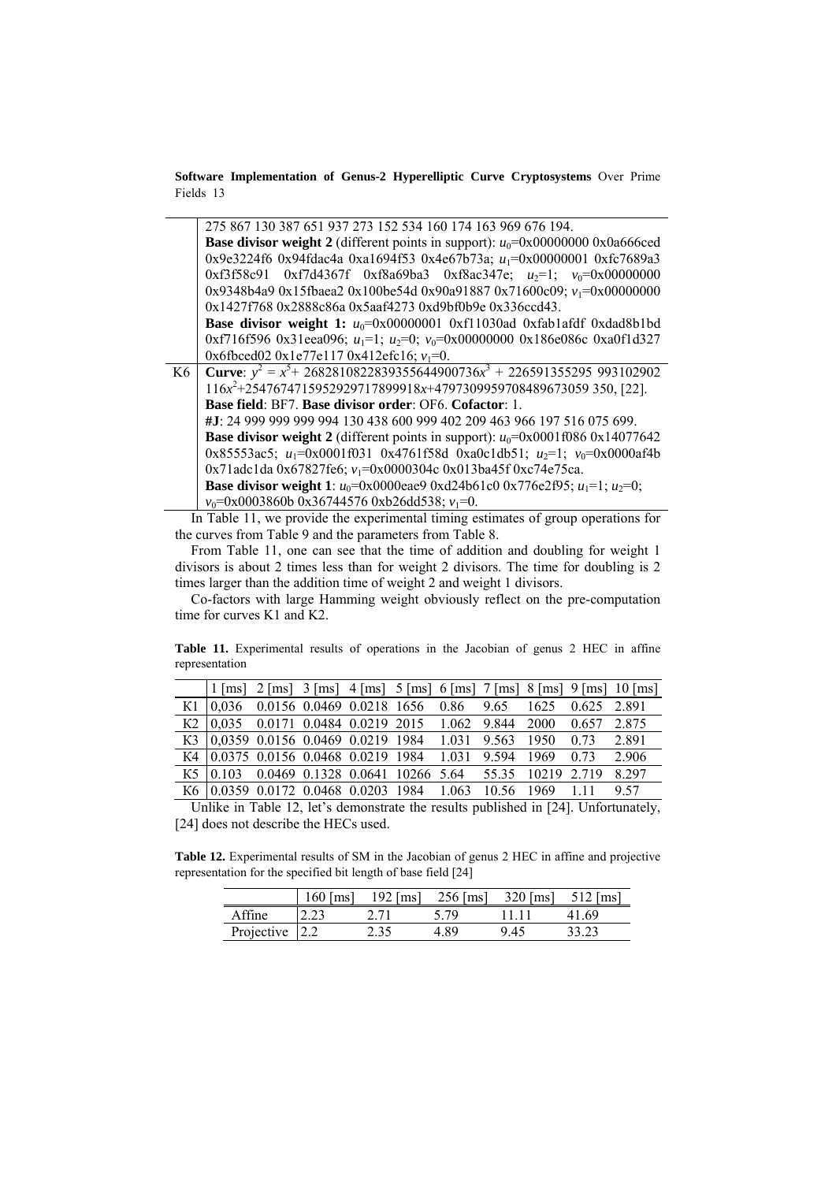| | |
|---|---|
| | 275 867 130 387 651 937 273 152 534 160 174 163 969 676 194. **Base divisor weight 2** (different points in support): $u_0$=0x00000000 0x0a666ced 0x9e3224f6 0x94fdac4a 0xa1694f53 0x4e67b73a; $u_1$=0x00000001 0xfc7689a3 0xf3f58c91 0xf7d4367f 0xf8a69ba3 0xf8ac347e; $u_2$=1; $v_0$=0x00000000 0x9348b4a9 0x15fbaea2 0x100be54d 0x90a91887 0x71600c09; $v_1$=0x00000000 0x1427f768 0x2888c86a 0x5aaf4273 0xd9bf0b9e 0x336ccd43. **Base divisor weight 1:** $u_0$=0x00000001 0xf11030ad 0xfab1afdf 0xdad8b1bd 0xf716f596 0x31eea096; $u_1$=1; $u_2$=0; $v_0$=0x00000000 0x186e086c 0xa0f1d327 0x6fbced02 0x1e77e117 0x412efc16; $v_1$=0. |
| K6 | **Curve**: $y^2 = x^5$+ 2682810822839355644900736$x^3$ + 226591355295 993102902 116$x^2$+2547674715952929717899918$x$+4797309959708489673059 350, [22]. **Base field**: BF7. **Base divisor order**: OF6. **Cofactor**: 1. **#J**: 24 999 999 999 994 130 438 600 999 402 209 463 966 197 516 075 699. **Base divisor weight 2** (different points in support): $u_0$=0x0001f086 0x14077642 0x85553ac5; $u_1$=0x0001f031 0x4761f58d 0xa0c1db51; $u_2$=1; $v_0$=0x0000af4b 0x71adc1da 0x67827fe6; $v_1$=0x0000304c 0x013ba45f 0xc74e75ca. **Base divisor weight 1**: $u_0$=0x0000eae9 0xd24b61c0 0x776e2f95; $u_1$=1; $u_2$=0; $v_0$=0x0003860b 0x36744576 0xb26dd538; $v_1$=0. |

In Table 11, we provide the experimental timing estimates of group operations for the curves from Table 9 and the parameters from Table 8.

From Table 11, one can see that the time of addition and doubling for weight 1 divisors is about 2 times less than for weight 2 divisors. The time for doubling is 2 times larger than the addition time of weight 2 and weight 1 divisors.

Co-factors with large Hamming weight obviously reflect on the pre-computation time for curves K1 and K2.

**Table 11.** Experimental results of operations in the Jacobian of genus 2 HEC in affine representation

| | 1 [ms] | 2 [ms] | 3 [ms] | 4 [ms] | 5 [ms] | 6 [ms] | 7 [ms] | 8 [ms] | 9 [ms] | 10 [ms] |
|---|---|---|---|---|---|---|---|---|---|---|
| K1 | 0,036 | 0.0156 | 0.0469 | 0.0218 | 1656 | 0.86 | 9.65 | 1625 | 0.625 | 2.891 |
| K2 | 0,035 | 0.0171 | 0.0484 | 0.0219 | 2015 | 1.062 | 9.844 | 2000 | 0.657 | 2.875 |
| K3 | 0,0359 | 0.0156 | 0.0469 | 0.0219 | 1984 | 1.031 | 9.563 | 1950 | 0.73 | 2.891 |
| K4 | 0.0375 | 0.0156 | 0.0468 | 0.0219 | 1984 | 1.031 | 9.594 | 1969 | 0.73 | 2.906 |
| K5 | 0.103 | 0.0469 | 0.1328 | 0.0641 | 10266 | 5.64 | 55.35 | 10219 | 2.719 | 8.297 |
| K6 | 0.0359 | 0.0172 | 0.0468 | 0.0203 | 1984 | 1.063 | 10.56 | 1969 | 1.11 | 9.57 |

Unlike in Table 12, let's demonstrate the results published in [24]. Unfortunately, [24] does not describe the HECs used.

**Table 12.** Experimental results of SM in the Jacobian of genus 2 HEC in affine and projective representation for the specified bit length of base field [24]

| | 160 [ms] | 192 [ms] | 256 [ms] | 320 [ms] | 512 [ms] |
|---|---|---|---|---|---|
| Affine | 2.23 | 2.71 | 5.79 | 11.11 | 41.69 |
| Projective | 2.2 | 2.35 | 4.89 | 9.45 | 33.23 |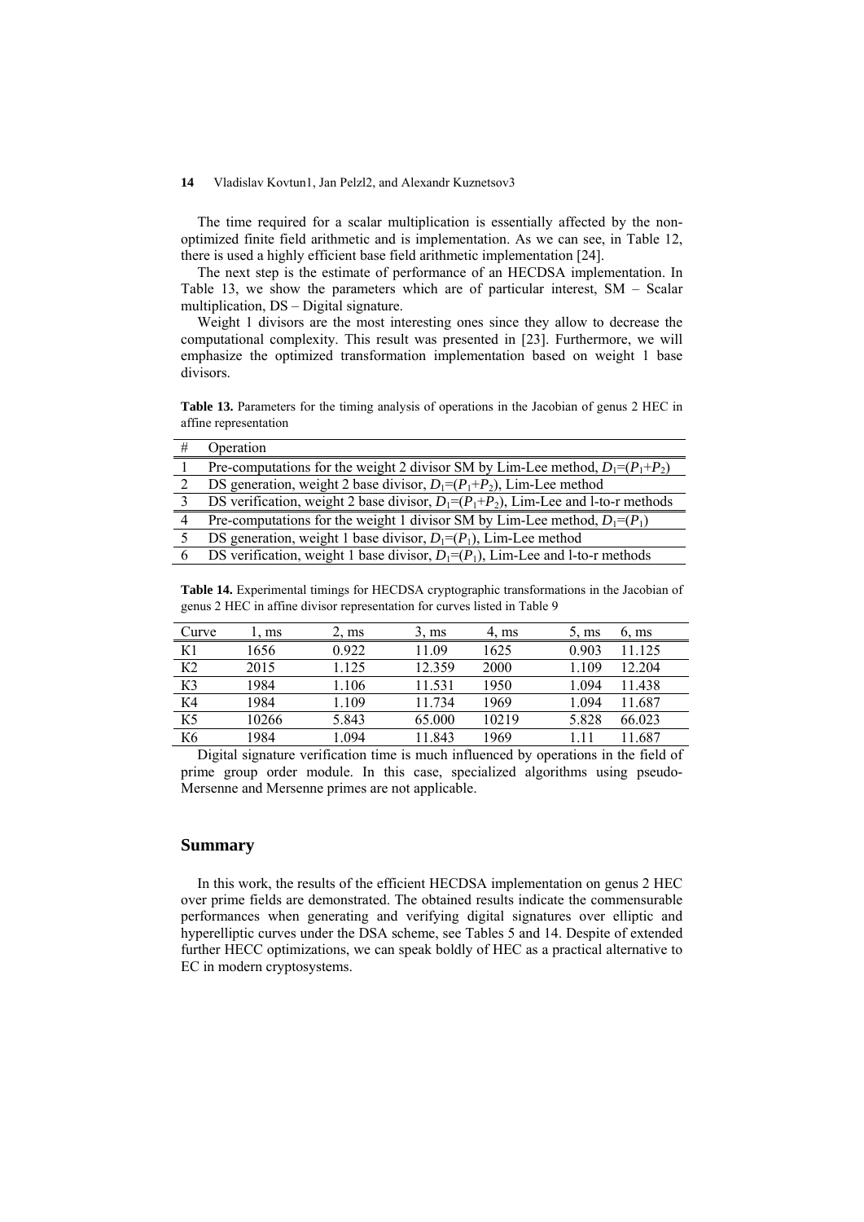The time required for a scalar multiplication is essentially affected by the non-optimized finite field arithmetic and is implementation. As we can see, in Table 12, there is used a highly efficient base field arithmetic implementation [24].

The next step is the estimate of performance of an HECDSA implementation. In Table 13, we show the parameters which are of particular interest, SM – Scalar multiplication, DS – Digital signature.

Weight 1 divisors are the most interesting ones since they allow to decrease the computational complexity. This result was presented in [23]. Furthermore, we will emphasize the optimized transformation implementation based on weight 1 base divisors.

**Table 13.** Parameters for the timing analysis of operations in the Jacobian of genus 2 HEC in affine representation

| # | Operation |
|---|---|
| 1 | Pre-computations for the weight 2 divisor SM by Lim-Lee method, $D_1=(P_1+P_2)$ |
| 2 | DS generation, weight 2 base divisor, $D_1=(P_1+P_2)$, Lim-Lee method |
| 3 | DS verification, weight 2 base divisor, $D_1=(P_1+P_2)$, Lim-Lee and l-to-r methods |
| 4 | Pre-computations for the weight 1 divisor SM by Lim-Lee method, $D_1=(P_1)$ |
| 5 | DS generation, weight 1 base divisor, $D_1=(P_1)$, Lim-Lee method |
| 6 | DS verification, weight 1 base divisor, $D_1=(P_1)$, Lim-Lee and l-to-r methods |

**Table 14.** Experimental timings for HECDSA cryptographic transformations in the Jacobian of genus 2 HEC in affine divisor representation for curves listed in Table 9

| Curve | 1, ms | 2, ms | 3, ms | 4, ms | 5, ms | 6, ms |
|---|---|---|---|---|---|---|
| K1 | 1656 | 0.922 | 11.09 | 1625 | 0.903 | 11.125 |
| K2 | 2015 | 1.125 | 12.359 | 2000 | 1.109 | 12.204 |
| K3 | 1984 | 1.106 | 11.531 | 1950 | 1.094 | 11.438 |
| K4 | 1984 | 1.109 | 11.734 | 1969 | 1.094 | 11.687 |
| K5 | 10266 | 5.843 | 65.000 | 10219 | 5.828 | 66.023 |
| K6 | 1984 | 1.094 | 11.843 | 1969 | 1.11 | 11.687 |

Digital signature verification time is much influenced by operations in the field of prime group order module. In this case, specialized algorithms using pseudo-Mersenne and Mersenne primes are not applicable.

## Summary

In this work, the results of the efficient HECDSA implementation on genus 2 HEC over prime fields are demonstrated. The obtained results indicate the commensurable performances when generating and verifying digital signatures over elliptic and hyperelliptic curves under the DSA scheme, see Tables 5 and 14. Despite of extended further HECC optimizations, we can speak boldly of HEC as a practical alternative to EC in modern cryptosystems.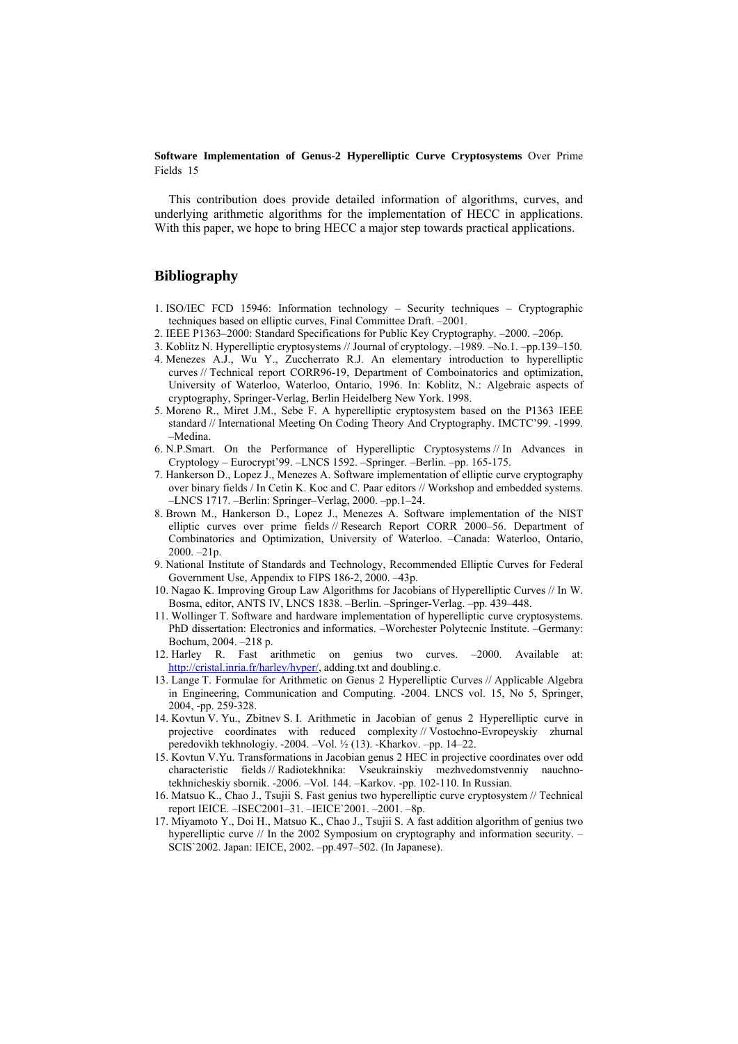This contribution does provide detailed information of algorithms, curves, and underlying arithmetic algorithms for the implementation of HECC in applications. With this paper, we hope to bring HECC a major step towards practical applications.

## Bibliography

1. ISO/IEC FCD 15946: Information technology – Security techniques – Cryptographic techniques based on elliptic curves, Final Committee Draft. –2001.
2. IEEE P1363–2000: Standard Specifications for Public Key Cryptography. –2000. –206p.
3. Koblitz N. Hyperelliptic cryptosystems // Journal of cryptology. –1989. –No.1. –pp.139–150.
4. Menezes A.J., Wu Y., Zuccherrato R.J. An elementary introduction to hyperelliptic curves // Technical report CORR96-19, Department of Comboinatorics and optimization, University of Waterloo, Waterloo, Ontario, 1996. In: Koblitz, N.: Algebraic aspects of cryptography, Springer-Verlag, Berlin Heidelberg New York. 1998.
5. Moreno R., Miret J.M., Sebe F. A hyperelliptic cryptosystem based on the P1363 IEEE standard // International Meeting On Coding Theory And Cryptography. IMCTC'99. -1999. –Medina.
6. N.P.Smart. On the Performance of Hyperelliptic Cryptosystems // In Advances in Cryptology – Eurocrypt'99. –LNCS 1592. –Springer. –Berlin. –pp. 165-175.
7. Hankerson D., Lopez J., Menezes A. Software implementation of elliptic curve cryptography over binary fields / In Cetin K. Koc and C. Paar editors // Workshop and embedded systems. –LNCS 1717. –Berlin: Springer–Verlag, 2000. –pp.1–24.
8. Brown M., Hankerson D., Lopez J., Menezes A. Software implementation of the NIST elliptic curves over prime fields // Research Report CORR 2000–56. Department of Combinatorics and Optimization, University of Waterloo. –Canada: Waterloo, Ontario, 2000. –21p.
9. National Institute of Standards and Technology, Recommended Elliptic Curves for Federal Government Use, Appendix to FIPS 186-2, 2000. –43p.
10. Nagao K. Improving Group Law Algorithms for Jacobians of Hyperelliptic Curves // In W. Bosma, editor, ANTS IV, LNCS 1838. –Berlin. –Springer-Verlag. –pp. 439–448.
11. Wollinger T. Software and hardware implementation of hyperelliptic curve cryptosystems. PhD dissertation: Electronics and informatics. –Worchester Polytecnic Institute. –Germany: Bochum, 2004. –218 p.
12. Harley R. Fast arithmetic on genius two curves. –2000. Available at: http://cristal.inria.fr/harley/hyper/, adding.txt and doubling.c.
13. Lange T. Formulae for Arithmetic on Genus 2 Hyperelliptic Curves // Applicable Algebra in Engineering, Communication and Computing. -2004. LNCS vol. 15, No 5, Springer, 2004, -pp. 259-328.
14. Kovtun V. Yu., Zbitnev S. I. Arithmetic in Jacobian of genus 2 Hyperelliptic curve in projective coordinates with reduced complexity // Vostochno-Evropeyskiy zhurnal peredovikh tekhnologiy. -2004. –Vol. ½ (13). -Kharkov. –pp. 14–22.
15. Kovtun V.Yu. Transformations in Jacobian genus 2 HEC in projective coordinates over odd characteristic fields // Radiotekhnika: Vseukrainskiy mezhvedomstvenniy nauchno-tekhnicheskiy sbornik. -2006. –Vol. 144. –Karkov. -pp. 102-110. In Russian.
16. Matsuo K., Chao J., Tsujii S. Fast genius two hyperelliptic curve cryptosystem // Technical report IEICE. –ISEC2001–31. –IEICE`2001. –2001. –8p.
17. Miyamoto Y., Doi H., Matsuo K., Chao J., Tsujii S. A fast addition algorithm of genius two hyperelliptic curve // In the 2002 Symposium on cryptography and information security. – SCIS`2002. Japan: IEICE, 2002. –pp.497–502. (In Japanese).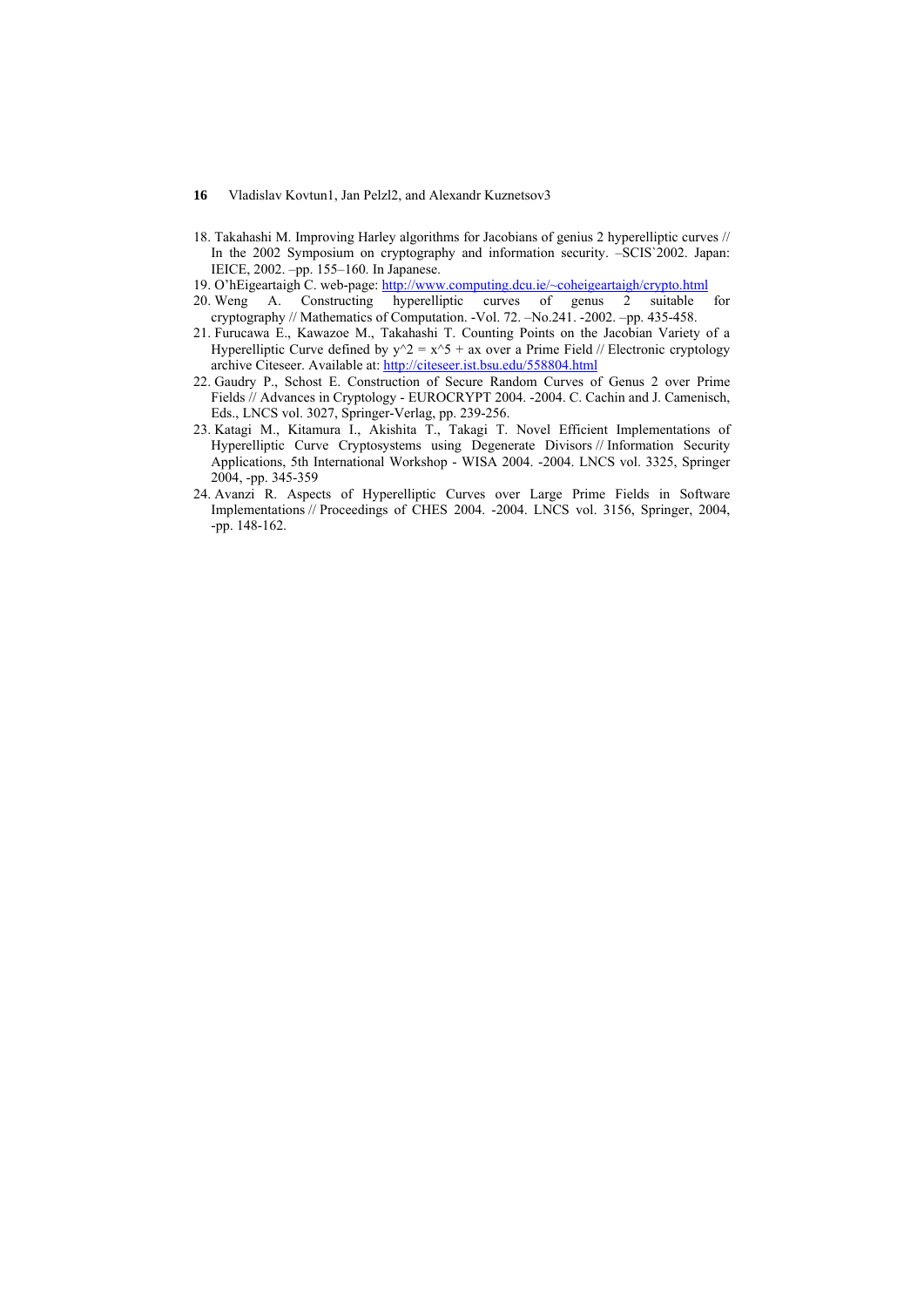18. Takahashi M. Improving Harley algorithms for Jacobians of genius 2 hyperelliptic curves // In the 2002 Symposium on cryptography and information security. –SCIS`2002. Japan: IEICE, 2002. –pp. 155–160. In Japanese.
19. O'hEigeartaigh C. web-page: http://www.computing.dcu.ie/~coheigeartaigh/crypto.html
20. Weng A. Constructing hyperelliptic curves of genus 2 suitable for cryptography // Mathematics of Computation. -Vol. 72. –No.241. -2002. –pp. 435-458.
21. Furucawa E., Kawazoe M., Takahashi T. Counting Points on the Jacobian Variety of a Hyperelliptic Curve defined by y^2 = x^5 + ax over a Prime Field // Electronic cryptology archive Citeseer. Available at: http://citeseer.ist.bsu.edu/558804.html
22. Gaudry P., Schost E. Construction of Secure Random Curves of Genus 2 over Prime Fields // Advances in Cryptology - EUROCRYPT 2004. -2004. C. Cachin and J. Camenisch, Eds., LNCS vol. 3027, Springer-Verlag, pp. 239-256.
23. Katagi M., Kitamura I., Akishita T., Takagi T. Novel Efficient Implementations of Hyperelliptic Curve Cryptosystems using Degenerate Divisors // Information Security Applications, 5th International Workshop - WISA 2004. -2004. LNCS vol. 3325, Springer 2004, -pp. 345-359
24. Avanzi R. Aspects of Hyperelliptic Curves over Large Prime Fields in Software Implementations // Proceedings of CHES 2004. -2004. LNCS vol. 3156, Springer, 2004, -pp. 148-162.